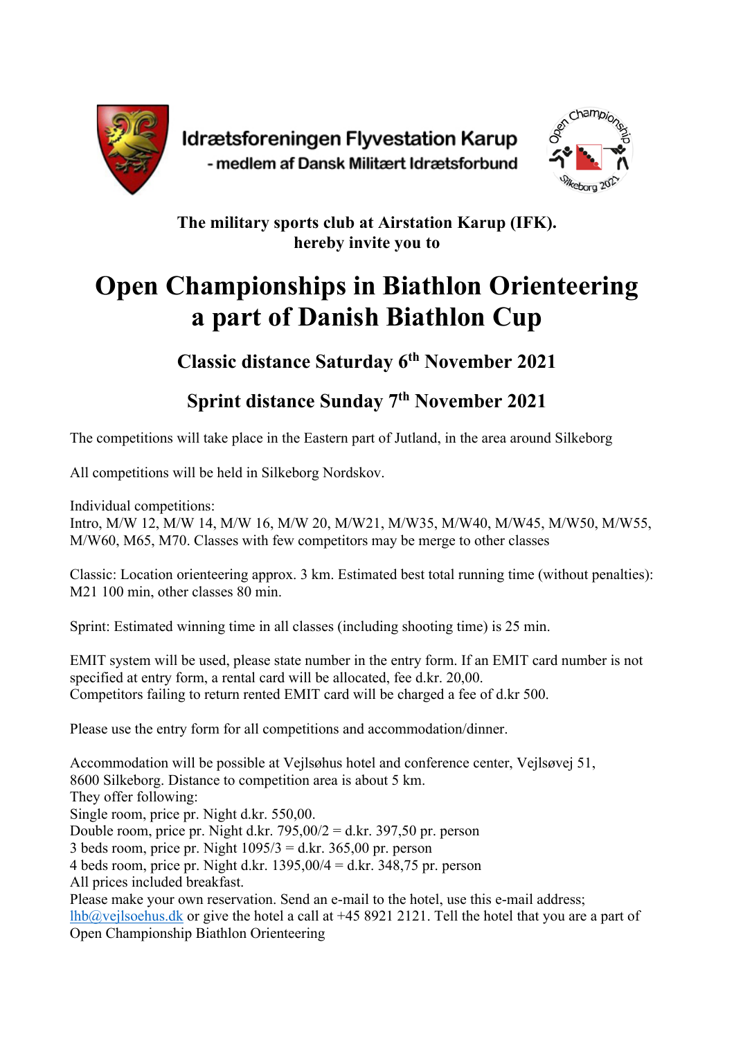**Idrætsforeningen Flyvestation Karup**
**- medlem af Dansk Militært Idrætsforbund**

Open Championship Silkeborg 2021

**The military sports club at Airstation Karup (IFK).**
**hereby invite you to**

# Open Championships in Biathlon Orienteering a part of Danish Biathlon Cup

## Classic distance Saturday 6th November 2021

## Sprint distance Sunday 7th November 2021

The competitions will take place in the Eastern part of Jutland, in the area around Silkeborg

All competitions will be held in Silkeborg Nordskov.

Individual competitions:
Intro, M/W 12, M/W 14, M/W 16, M/W 20, M/W21, M/W35, M/W40, M/W45, M/W50, M/W55, M/W60, M65, M70. Classes with few competitors may be merge to other classes

Classic: Location orienteering approx. 3 km. Estimated best total running time (without penalties): M21 100 min, other classes 80 min.

Sprint: Estimated winning time in all classes (including shooting time) is 25 min.

EMIT system will be used, please state number in the entry form. If an EMIT card number is not specified at entry form, a rental card will be allocated, fee d.kr. 20,00.
Competitors failing to return rented EMIT card will be charged a fee of d.kr 500.

Please use the entry form for all competitions and accommodation/dinner.

Accommodation will be possible at Vejlsøhus hotel and conference center, Vejlsøvej 51, 8600 Silkeborg. Distance to competition area is about 5 km.
They offer following:
Single room, price pr. Night d.kr. 550,00.
Double room, price pr. Night d.kr. 795,00/2 = d.kr. 397,50 pr. person
3 beds room, price pr. Night 1095/3 = d.kr. 365,00 pr. person
4 beds room, price pr. Night d.kr. 1395,00/4 = d.kr. 348,75 pr. person
All prices included breakfast.
Please make your own reservation. Send an e-mail to the hotel, use this e-mail address; lhb@vejlsoehus.dk or give the hotel a call at +45 8921 2121. Tell the hotel that you are a part of Open Championship Biathlon Orienteering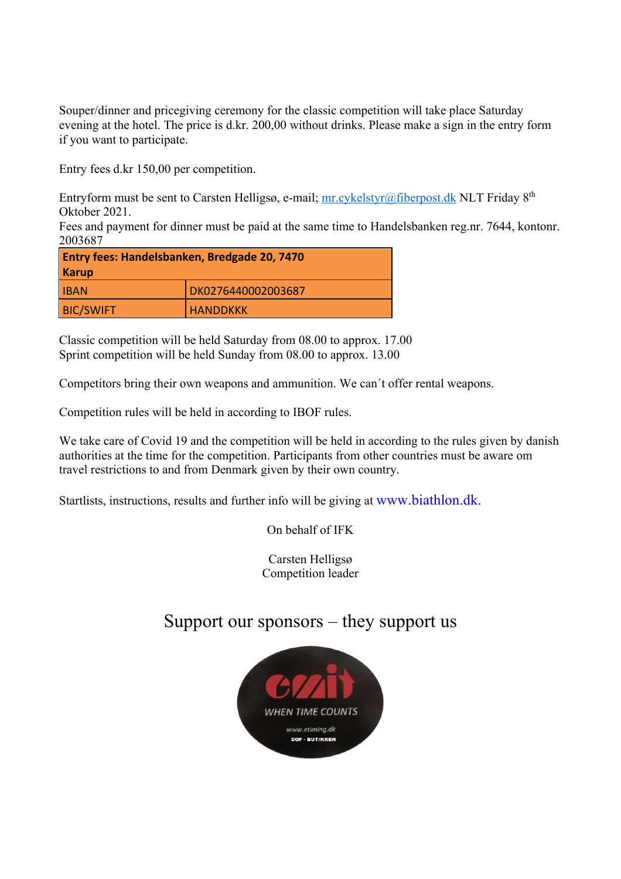Souper/dinner and pricegiving ceremony for the classic competition will take place Saturday evening at the hotel. The price is d.kr. 200,00 without drinks. Please make a sign in the entry form if you want to participate.

Entry fees d.kr 150,00 per competition.

Entryform must be sent to Carsten Helligsø, e-mail; mr.cykelstyr@fiberpost.dk NLT Friday 8th Oktober 2021.
Fees and payment for dinner must be paid at the same time to Handelsbanken reg.nr. 7644, kontonr. 2003687

| **Entry fees: Handelsbanken, Bredgade 20, 7470 Karup** | |
|---|---|
| IBAN | DK0276440002003687 |
| BIC/SWIFT | HANDDKKK |

Classic competition will be held Saturday from 08.00 to approx. 17.00
Sprint competition will be held Sunday from 08.00 to approx. 13.00

Competitors bring their own weapons and ammunition. We can´t offer rental weapons.

Competition rules will be held in according to IBOF rules.

We take care of Covid 19 and the competition will be held in according to the rules given by danish authorities at the time for the competition. Participants from other countries must be aware om travel restrictions to and from Denmark given by their own country.

Startlists, instructions, results and further info will be giving at www.biathlon.dk.

On behalf of IFK

Carsten Helligsø
Competition leader

## Support our sponsors – they support us

emit
WHEN TIME COUNTS
www.etiming.dk
DOF - BUTIKKEN